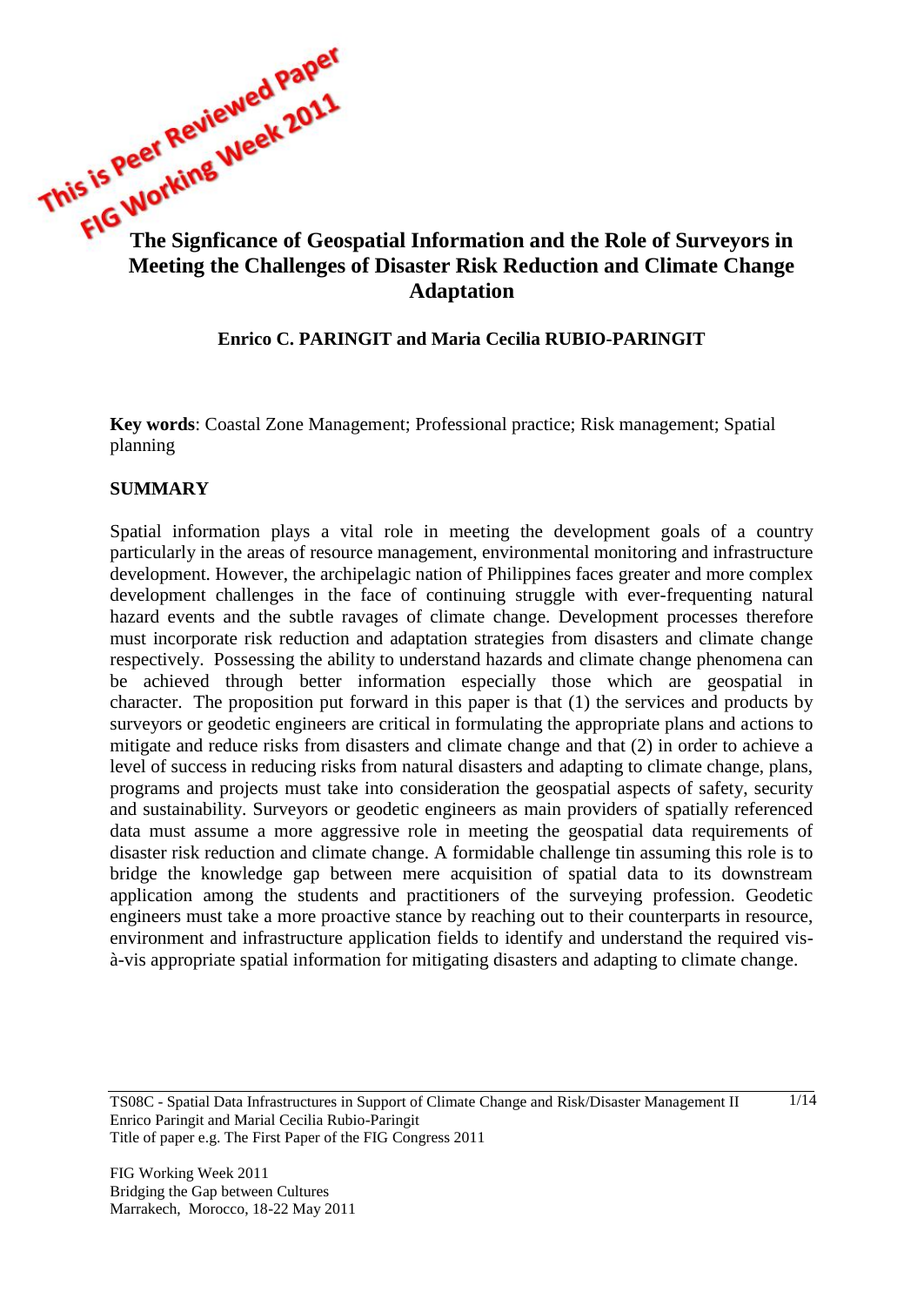This is Peer Reviewed Paper
FIG Working Week 2011

# The Signficance of Geospatial Information and the Role of Surveyors in Meeting the Challenges of Disaster Risk Reduction and Climate Change Adaptation

**Enrico C. PARINGIT and Maria Cecilia RUBIO-PARINGIT**

**Key words**: Coastal Zone Management; Professional practice; Risk management; Spatial planning

## SUMMARY

Spatial information plays a vital role in meeting the development goals of a country particularly in the areas of resource management, environmental monitoring and infrastructure development. However, the archipelagic nation of Philippines faces greater and more complex development challenges in the face of continuing struggle with ever-frequenting natural hazard events and the subtle ravages of climate change. Development processes therefore must incorporate risk reduction and adaptation strategies from disasters and climate change respectively. Possessing the ability to understand hazards and climate change phenomena can be achieved through better information especially those which are geospatial in character. The proposition put forward in this paper is that (1) the services and products by surveyors or geodetic engineers are critical in formulating the appropriate plans and actions to mitigate and reduce risks from disasters and climate change and that (2) in order to achieve a level of success in reducing risks from natural disasters and adapting to climate change, plans, programs and projects must take into consideration the geospatial aspects of safety, security and sustainability. Surveyors or geodetic engineers as main providers of spatially referenced data must assume a more aggressive role in meeting the geospatial data requirements of disaster risk reduction and climate change. A formidable challenge tin assuming this role is to bridge the knowledge gap between mere acquisition of spatial data to its downstream application among the students and practitioners of the surveying profession. Geodetic engineers must take a more proactive stance by reaching out to their counterparts in resource, environment and infrastructure application fields to identify and understand the required vis-à-vis appropriate spatial information for mitigating disasters and adapting to climate change.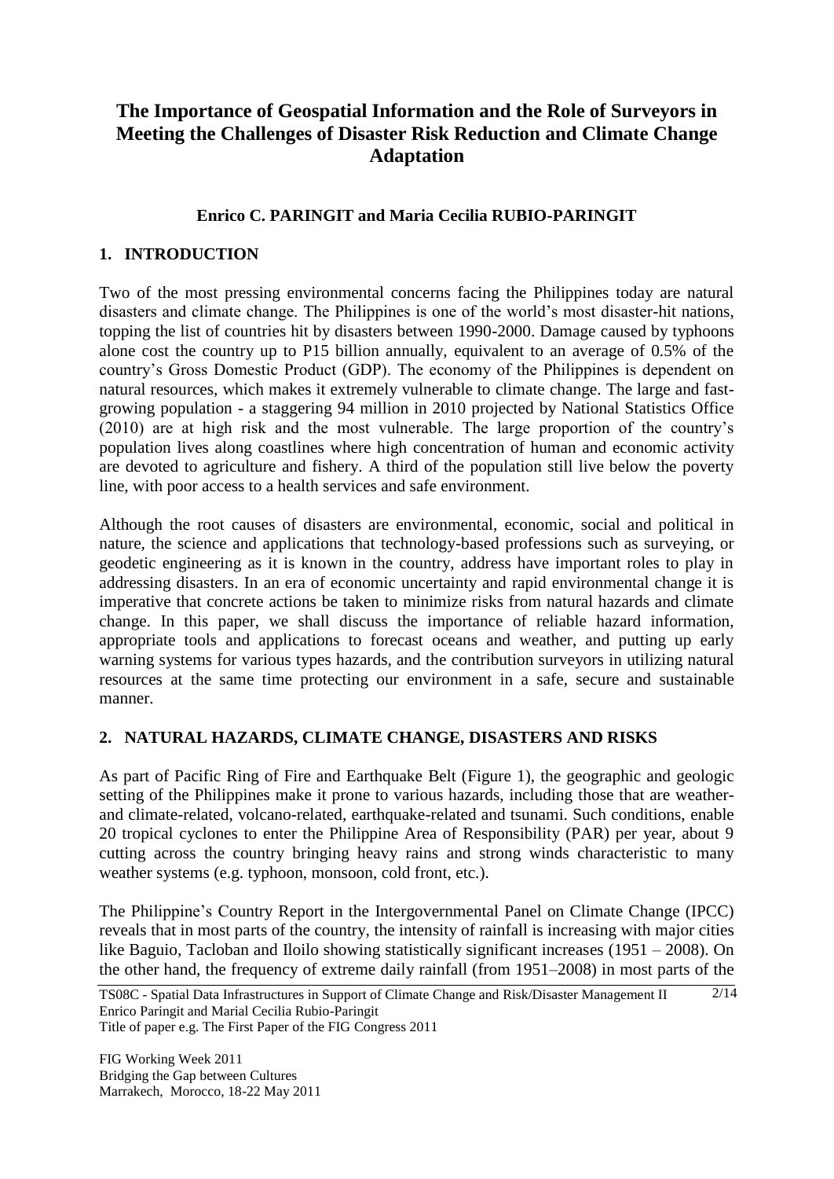# The Importance of Geospatial Information and the Role of Surveyors in Meeting the Challenges of Disaster Risk Reduction and Climate Change Adaptation

**Enrico C. PARINGIT and Maria Cecilia RUBIO-PARINGIT**

## 1. INTRODUCTION

Two of the most pressing environmental concerns facing the Philippines today are natural disasters and climate change. The Philippines is one of the world's most disaster-hit nations, topping the list of countries hit by disasters between 1990-2000. Damage caused by typhoons alone cost the country up to P15 billion annually, equivalent to an average of 0.5% of the country's Gross Domestic Product (GDP). The economy of the Philippines is dependent on natural resources, which makes it extremely vulnerable to climate change. The large and fast-growing population - a staggering 94 million in 2010 projected by National Statistics Office (2010) are at high risk and the most vulnerable. The large proportion of the country's population lives along coastlines where high concentration of human and economic activity are devoted to agriculture and fishery. A third of the population still live below the poverty line, with poor access to a health services and safe environment.

Although the root causes of disasters are environmental, economic, social and political in nature, the science and applications that technology-based professions such as surveying, or geodetic engineering as it is known in the country, address have important roles to play in addressing disasters. In an era of economic uncertainty and rapid environmental change it is imperative that concrete actions be taken to minimize risks from natural hazards and climate change. In this paper, we shall discuss the importance of reliable hazard information, appropriate tools and applications to forecast oceans and weather, and putting up early warning systems for various types hazards, and the contribution surveyors in utilizing natural resources at the same time protecting our environment in a safe, secure and sustainable manner.

## 2. NATURAL HAZARDS, CLIMATE CHANGE, DISASTERS AND RISKS

As part of Pacific Ring of Fire and Earthquake Belt (Figure 1), the geographic and geologic setting of the Philippines make it prone to various hazards, including those that are weather- and climate-related, volcano-related, earthquake-related and tsunami. Such conditions, enable 20 tropical cyclones to enter the Philippine Area of Responsibility (PAR) per year, about 9 cutting across the country bringing heavy rains and strong winds characteristic to many weather systems (e.g. typhoon, monsoon, cold front, etc.).

The Philippine's Country Report in the Intergovernmental Panel on Climate Change (IPCC) reveals that in most parts of the country, the intensity of rainfall is increasing with major cities like Baguio, Tacloban and Iloilo showing statistically significant increases (1951 – 2008). On the other hand, the frequency of extreme daily rainfall (from 1951–2008) in most parts of the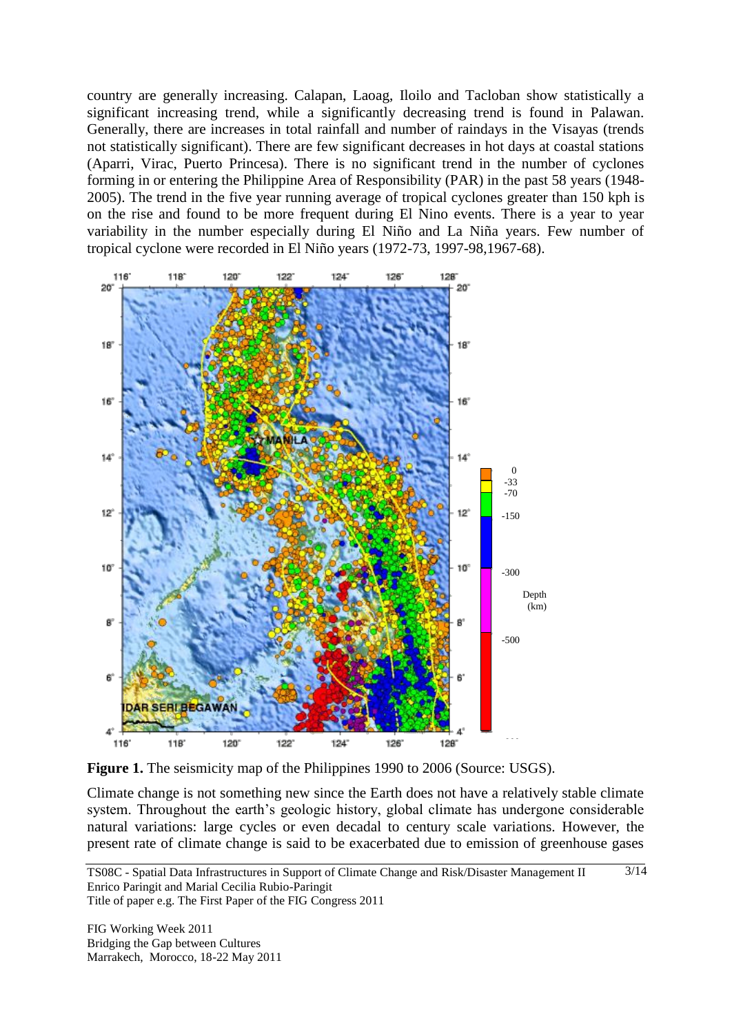country are generally increasing. Calapan, Laoag, Iloilo and Tacloban show statistically a significant increasing trend, while a significantly decreasing trend is found in Palawan. Generally, there are increases in total rainfall and number of raindays in the Visayas (trends not statistically significant). There are few significant decreases in hot days at coastal stations (Aparri, Virac, Puerto Princesa). There is no significant trend in the number of cyclones forming in or entering the Philippine Area of Responsibility (PAR) in the past 58 years (1948-2005). The trend in the five year running average of tropical cyclones greater than 150 kph is on the rise and found to be more frequent during El Nino events. There is a year to year variability in the number especially during El Niño and La Niña years. Few number of tropical cyclone were recorded in El Niño years (1972-73, 1997-98,1967-68).

**Figure 1.** The seismicity map of the Philippines 1990 to 2006 (Source: USGS).

Climate change is not something new since the Earth does not have a relatively stable climate system. Throughout the earth's geologic history, global climate has undergone considerable natural variations: large cycles or even decadal to century scale variations. However, the present rate of climate change is said to be exacerbated due to emission of greenhouse gases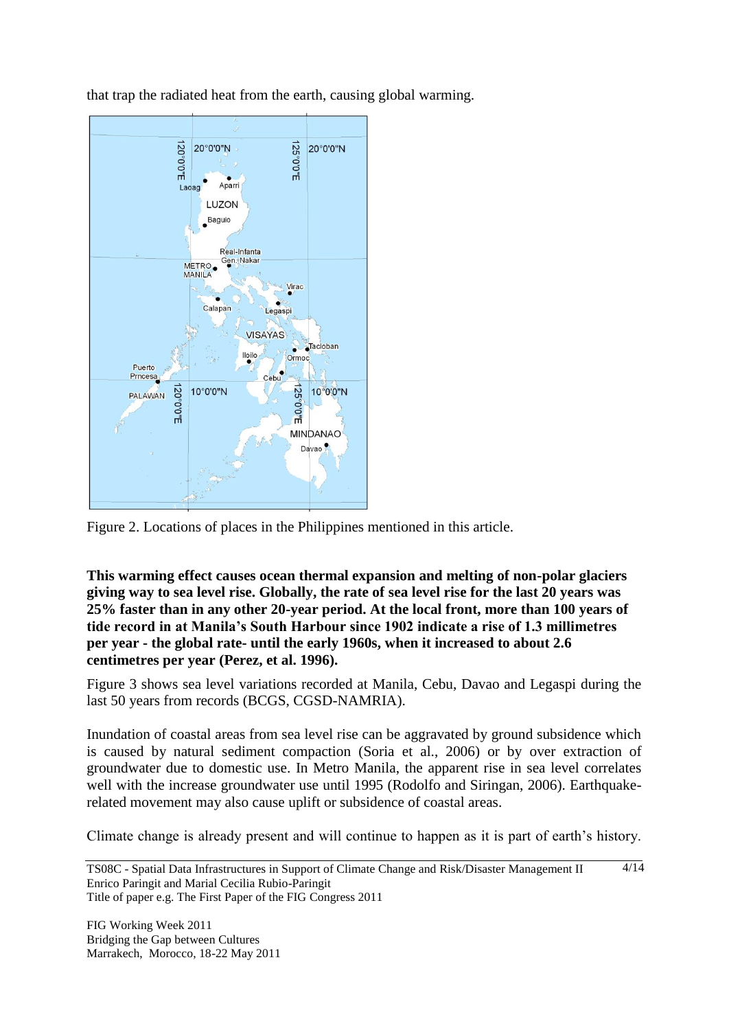that trap the radiated heat from the earth, causing global warming.

Figure 2. Locations of places in the Philippines mentioned in this article.

**This warming effect causes ocean thermal expansion and melting of non-polar glaciers giving way to sea level rise. Globally, the rate of sea level rise for the last 20 years was 25% faster than in any other 20-year period. At the local front, more than 100 years of tide record in at Manila's South Harbour since 1902 indicate a rise of 1.3 millimetres per year - the global rate- until the early 1960s, when it increased to about 2.6 centimetres per year (Perez, et al. 1996).**

Figure 3 shows sea level variations recorded at Manila, Cebu, Davao and Legaspi during the last 50 years from records (BCGS, CGSD-NAMRIA).

Inundation of coastal areas from sea level rise can be aggravated by ground subsidence which is caused by natural sediment compaction (Soria et al., 2006) or by over extraction of groundwater due to domestic use. In Metro Manila, the apparent rise in sea level correlates well with the increase groundwater use until 1995 (Rodolfo and Siringan, 2006). Earthquake-related movement may also cause uplift or subsidence of coastal areas.

Climate change is already present and will continue to happen as it is part of earth's history.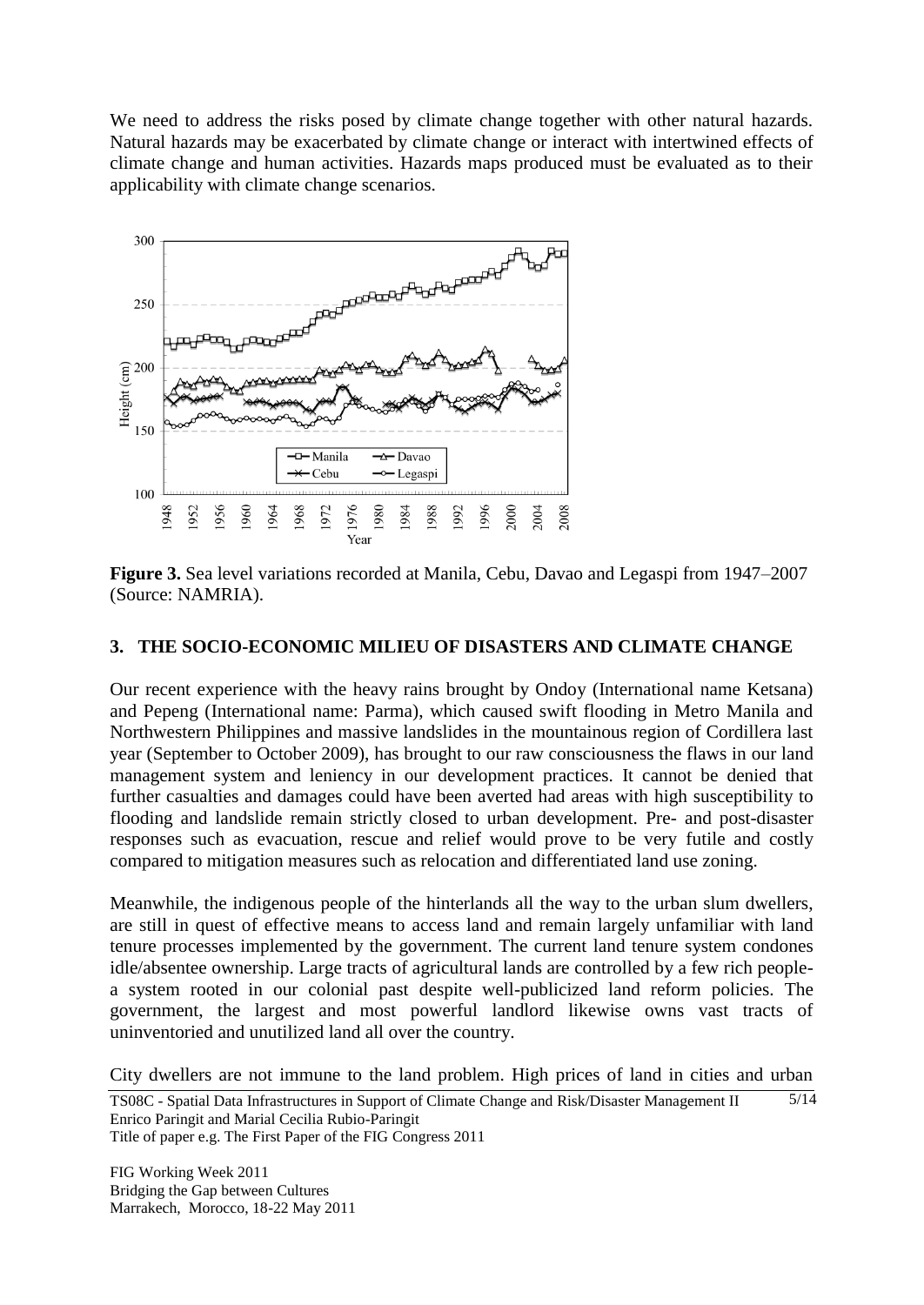We need to address the risks posed by climate change together with other natural hazards. Natural hazards may be exacerbated by climate change or interact with intertwined effects of climate change and human activities. Hazards maps produced must be evaluated as to their applicability with climate change scenarios.

**Figure 3.** Sea level variations recorded at Manila, Cebu, Davao and Legaspi from 1947–2007 (Source: NAMRIA).

## 3. THE SOCIO-ECONOMIC MILIEU OF DISASTERS AND CLIMATE CHANGE

Our recent experience with the heavy rains brought by Ondoy (International name Ketsana) and Pepeng (International name: Parma), which caused swift flooding in Metro Manila and Northwestern Philippines and massive landslides in the mountainous region of Cordillera last year (September to October 2009), has brought to our raw consciousness the flaws in our land management system and leniency in our development practices. It cannot be denied that further casualties and damages could have been averted had areas with high susceptibility to flooding and landslide remain strictly closed to urban development. Pre- and post-disaster responses such as evacuation, rescue and relief would prove to be very futile and costly compared to mitigation measures such as relocation and differentiated land use zoning.

Meanwhile, the indigenous people of the hinterlands all the way to the urban slum dwellers, are still in quest of effective means to access land and remain largely unfamiliar with land tenure processes implemented by the government. The current land tenure system condones idle/absentee ownership. Large tracts of agricultural lands are controlled by a few rich people- a system rooted in our colonial past despite well-publicized land reform policies. The government, the largest and most powerful landlord likewise owns vast tracts of uninventoried and unutilized land all over the country.

City dwellers are not immune to the land problem. High prices of land in cities and urban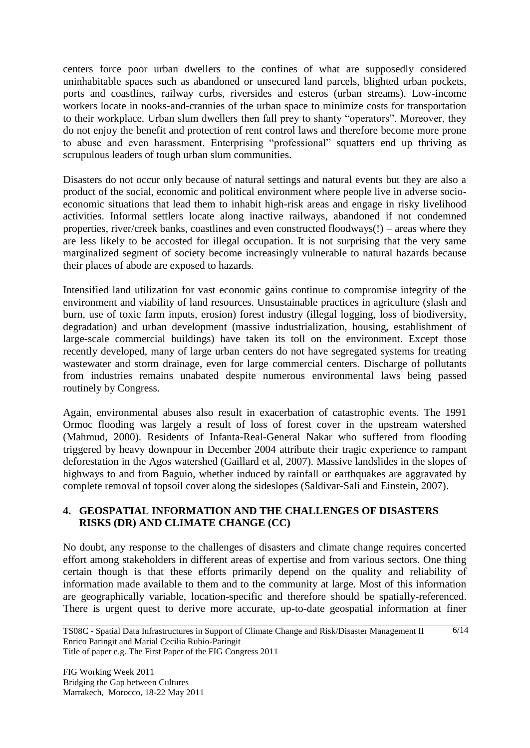centers force poor urban dwellers to the confines of what are supposedly considered uninhabitable spaces such as abandoned or unsecured land parcels, blighted urban pockets, ports and coastlines, railway curbs, riversides and esteros (urban streams). Low-income workers locate in nooks-and-crannies of the urban space to minimize costs for transportation to their workplace. Urban slum dwellers then fall prey to shanty "operators". Moreover, they do not enjoy the benefit and protection of rent control laws and therefore become more prone to abuse and even harassment. Enterprising "professional" squatters end up thriving as scrupulous leaders of tough urban slum communities.

Disasters do not occur only because of natural settings and natural events but they are also a product of the social, economic and political environment where people live in adverse socio-economic situations that lead them to inhabit high-risk areas and engage in risky livelihood activities. Informal settlers locate along inactive railways, abandoned if not condemned properties, river/creek banks, coastlines and even constructed floodways(!) – areas where they are less likely to be accosted for illegal occupation. It is not surprising that the very same marginalized segment of society become increasingly vulnerable to natural hazards because their places of abode are exposed to hazards.

Intensified land utilization for vast economic gains continue to compromise integrity of the environment and viability of land resources. Unsustainable practices in agriculture (slash and burn, use of toxic farm inputs, erosion) forest industry (illegal logging, loss of biodiversity, degradation) and urban development (massive industrialization, housing, establishment of large-scale commercial buildings) have taken its toll on the environment. Except those recently developed, many of large urban centers do not have segregated systems for treating wastewater and storm drainage, even for large commercial centers. Discharge of pollutants from industries remains unabated despite numerous environmental laws being passed routinely by Congress.

Again, environmental abuses also result in exacerbation of catastrophic events. The 1991 Ormoc flooding was largely a result of loss of forest cover in the upstream watershed (Mahmud, 2000). Residents of Infanta-Real-General Nakar who suffered from flooding triggered by heavy downpour in December 2004 attribute their tragic experience to rampant deforestation in the Agos watershed (Gaillard et al, 2007). Massive landslides in the slopes of highways to and from Baguio, whether induced by rainfall or earthquakes are aggravated by complete removal of topsoil cover along the sideslopes (Saldivar-Sali and Einstein, 2007).

## 4. GEOSPATIAL INFORMATION AND THE CHALLENGES OF DISASTERS RISKS (DR) AND CLIMATE CHANGE (CC)

No doubt, any response to the challenges of disasters and climate change requires concerted effort among stakeholders in different areas of expertise and from various sectors. One thing certain though is that these efforts primarily depend on the quality and reliability of information made available to them and to the community at large. Most of this information are geographically variable, location-specific and therefore should be spatially-referenced. There is urgent quest to derive more accurate, up-to-date geospatial information at finer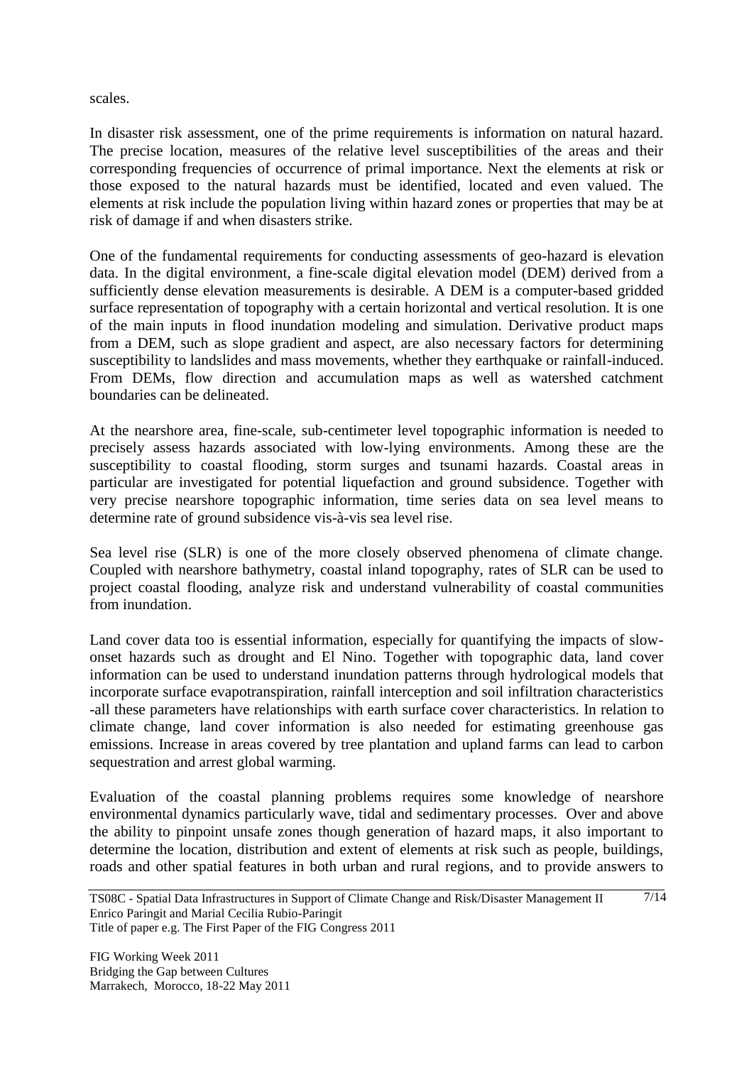scales.

In disaster risk assessment, one of the prime requirements is information on natural hazard. The precise location, measures of the relative level susceptibilities of the areas and their corresponding frequencies of occurrence of primal importance. Next the elements at risk or those exposed to the natural hazards must be identified, located and even valued. The elements at risk include the population living within hazard zones or properties that may be at risk of damage if and when disasters strike.

One of the fundamental requirements for conducting assessments of geo-hazard is elevation data. In the digital environment, a fine-scale digital elevation model (DEM) derived from a sufficiently dense elevation measurements is desirable. A DEM is a computer-based gridded surface representation of topography with a certain horizontal and vertical resolution. It is one of the main inputs in flood inundation modeling and simulation. Derivative product maps from a DEM, such as slope gradient and aspect, are also necessary factors for determining susceptibility to landslides and mass movements, whether they earthquake or rainfall-induced. From DEMs, flow direction and accumulation maps as well as watershed catchment boundaries can be delineated.

At the nearshore area, fine-scale, sub-centimeter level topographic information is needed to precisely assess hazards associated with low-lying environments. Among these are the susceptibility to coastal flooding, storm surges and tsunami hazards. Coastal areas in particular are investigated for potential liquefaction and ground subsidence. Together with very precise nearshore topographic information, time series data on sea level means to determine rate of ground subsidence vis-à-vis sea level rise.

Sea level rise (SLR) is one of the more closely observed phenomena of climate change. Coupled with nearshore bathymetry, coastal inland topography, rates of SLR can be used to project coastal flooding, analyze risk and understand vulnerability of coastal communities from inundation.

Land cover data too is essential information, especially for quantifying the impacts of slow-onset hazards such as drought and El Nino. Together with topographic data, land cover information can be used to understand inundation patterns through hydrological models that incorporate surface evapotranspiration, rainfall interception and soil infiltration characteristics -all these parameters have relationships with earth surface cover characteristics. In relation to climate change, land cover information is also needed for estimating greenhouse gas emissions. Increase in areas covered by tree plantation and upland farms can lead to carbon sequestration and arrest global warming.

Evaluation of the coastal planning problems requires some knowledge of nearshore environmental dynamics particularly wave, tidal and sedimentary processes. Over and above the ability to pinpoint unsafe zones though generation of hazard maps, it also important to determine the location, distribution and extent of elements at risk such as people, buildings, roads and other spatial features in both urban and rural regions, and to provide answers to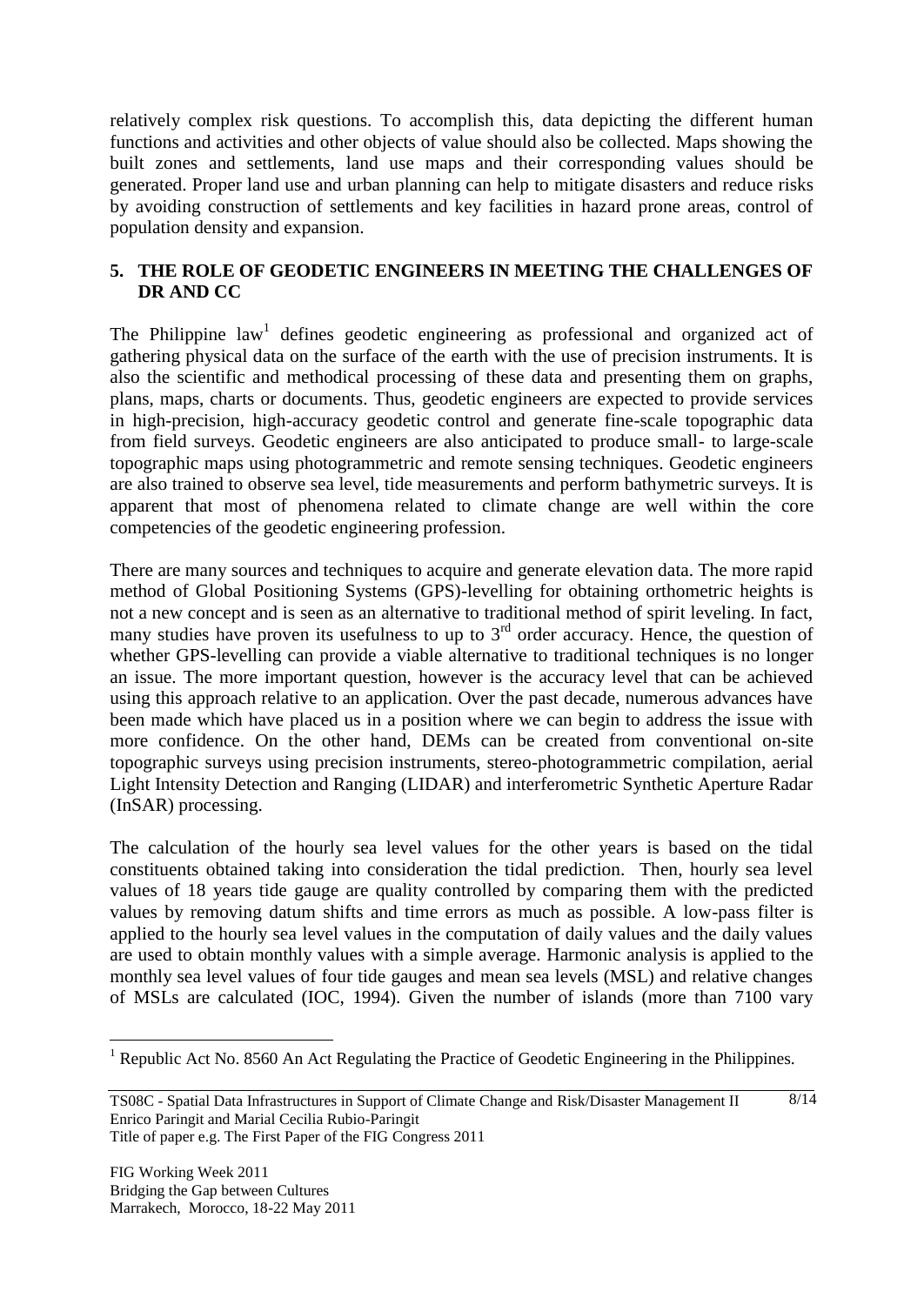relatively complex risk questions. To accomplish this, data depicting the different human functions and activities and other objects of value should also be collected. Maps showing the built zones and settlements, land use maps and their corresponding values should be generated. Proper land use and urban planning can help to mitigate disasters and reduce risks by avoiding construction of settlements and key facilities in hazard prone areas, control of population density and expansion.

## 5. THE ROLE OF GEODETIC ENGINEERS IN MEETING THE CHALLENGES OF DR AND CC

The Philippine law[1] defines geodetic engineering as professional and organized act of gathering physical data on the surface of the earth with the use of precision instruments. It is also the scientific and methodical processing of these data and presenting them on graphs, plans, maps, charts or documents. Thus, geodetic engineers are expected to provide services in high-precision, high-accuracy geodetic control and generate fine-scale topographic data from field surveys. Geodetic engineers are also anticipated to produce small- to large-scale topographic maps using photogrammetric and remote sensing techniques. Geodetic engineers are also trained to observe sea level, tide measurements and perform bathymetric surveys. It is apparent that most of phenomena related to climate change are well within the core competencies of the geodetic engineering profession.

There are many sources and techniques to acquire and generate elevation data. The more rapid method of Global Positioning Systems (GPS)-levelling for obtaining orthometric heights is not a new concept and is seen as an alternative to traditional method of spirit leveling. In fact, many studies have proven its usefulness to up to 3rd order accuracy. Hence, the question of whether GPS-levelling can provide a viable alternative to traditional techniques is no longer an issue. The more important question, however is the accuracy level that can be achieved using this approach relative to an application. Over the past decade, numerous advances have been made which have placed us in a position where we can begin to address the issue with more confidence. On the other hand, DEMs can be created from conventional on-site topographic surveys using precision instruments, stereo-photogrammetric compilation, aerial Light Intensity Detection and Ranging (LIDAR) and interferometric Synthetic Aperture Radar (InSAR) processing.

The calculation of the hourly sea level values for the other years is based on the tidal constituents obtained taking into consideration the tidal prediction. Then, hourly sea level values of 18 years tide gauge are quality controlled by comparing them with the predicted values by removing datum shifts and time errors as much as possible. A low-pass filter is applied to the hourly sea level values in the computation of daily values and the daily values are used to obtain monthly values with a simple average. Harmonic analysis is applied to the monthly sea level values of four tide gauges and mean sea levels (MSL) and relative changes of MSLs are calculated (IOC, 1994). Given the number of islands (more than 7100 vary

[1] Republic Act No. 8560 An Act Regulating the Practice of Geodetic Engineering in the Philippines.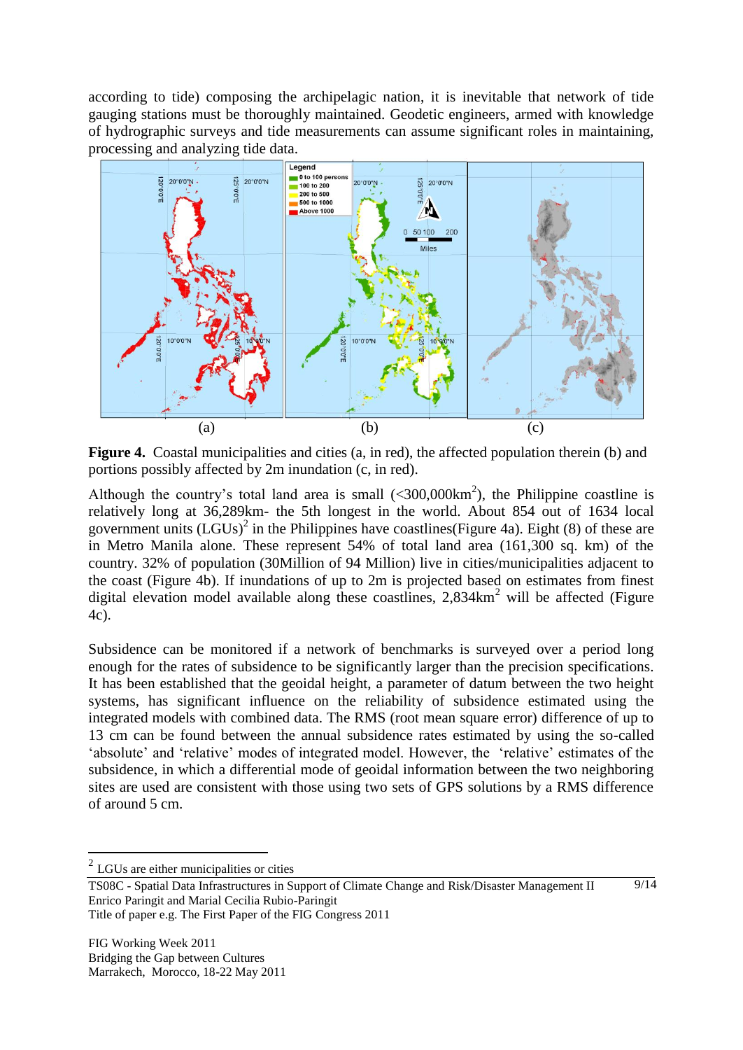according to tide) composing the archipelagic nation, it is inevitable that network of tide gauging stations must be thoroughly maintained. Geodetic engineers, armed with knowledge of hydrographic surveys and tide measurements can assume significant roles in maintaining, processing and analyzing tide data.

**Figure 4.** Coastal municipalities and cities (a, in red), the affected population therein (b) and portions possibly affected by 2m inundation (c, in red).

Although the country's total land area is small (<300,000km$^2$), the Philippine coastline is relatively long at 36,289km- the 5th longest in the world. About 854 out of 1634 local government units (LGUs)[2] in the Philippines have coastlines(Figure 4a). Eight (8) of these are in Metro Manila alone. These represent 54% of total land area (161,300 sq. km) of the country. 32% of population (30Million of 94 Million) live in cities/municipalities adjacent to the coast (Figure 4b). If inundations of up to 2m is projected based on estimates from finest digital elevation model available along these coastlines, 2,834km$^2$ will be affected (Figure 4c).

Subsidence can be monitored if a network of benchmarks is surveyed over a period long enough for the rates of subsidence to be significantly larger than the precision specifications. It has been established that the geoidal height, a parameter of datum between the two height systems, has significant influence on the reliability of subsidence estimated using the integrated models with combined data. The RMS (root mean square error) difference of up to 13 cm can be found between the annual subsidence rates estimated by using the so-called 'absolute' and 'relative' modes of integrated model. However, the 'relative' estimates of the subsidence, in which a differential mode of geoidal information between the two neighboring sites are used are consistent with those using two sets of GPS solutions by a RMS difference of around 5 cm.

[2] LGUs are either municipalities or cities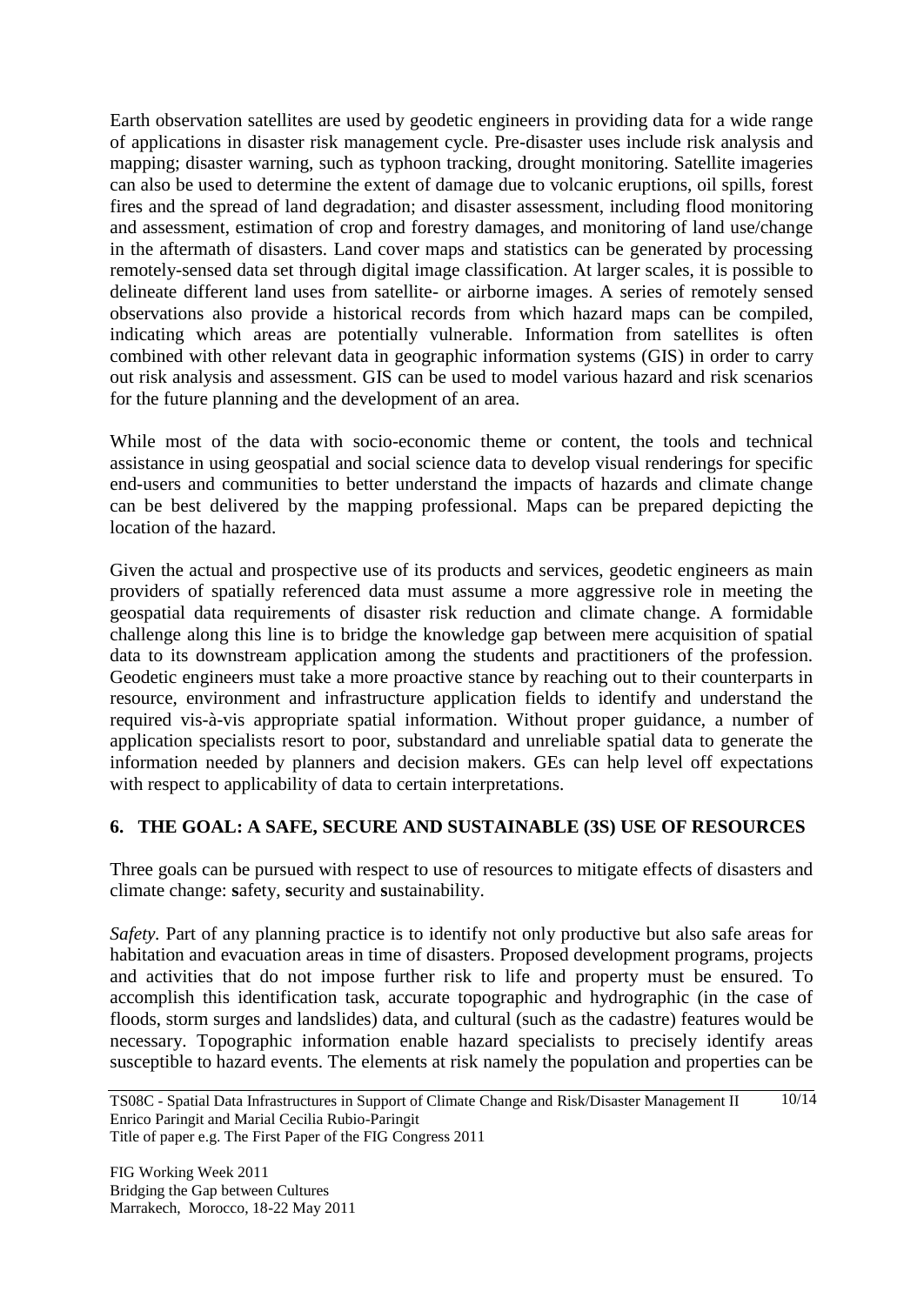Earth observation satellites are used by geodetic engineers in providing data for a wide range of applications in disaster risk management cycle. Pre-disaster uses include risk analysis and mapping; disaster warning, such as typhoon tracking, drought monitoring. Satellite imageries can also be used to determine the extent of damage due to volcanic eruptions, oil spills, forest fires and the spread of land degradation; and disaster assessment, including flood monitoring and assessment, estimation of crop and forestry damages, and monitoring of land use/change in the aftermath of disasters. Land cover maps and statistics can be generated by processing remotely-sensed data set through digital image classification. At larger scales, it is possible to delineate different land uses from satellite- or airborne images. A series of remotely sensed observations also provide a historical records from which hazard maps can be compiled, indicating which areas are potentially vulnerable. Information from satellites is often combined with other relevant data in geographic information systems (GIS) in order to carry out risk analysis and assessment. GIS can be used to model various hazard and risk scenarios for the future planning and the development of an area.

While most of the data with socio-economic theme or content, the tools and technical assistance in using geospatial and social science data to develop visual renderings for specific end-users and communities to better understand the impacts of hazards and climate change can be best delivered by the mapping professional. Maps can be prepared depicting the location of the hazard.

Given the actual and prospective use of its products and services, geodetic engineers as main providers of spatially referenced data must assume a more aggressive role in meeting the geospatial data requirements of disaster risk reduction and climate change. A formidable challenge along this line is to bridge the knowledge gap between mere acquisition of spatial data to its downstream application among the students and practitioners of the profession. Geodetic engineers must take a more proactive stance by reaching out to their counterparts in resource, environment and infrastructure application fields to identify and understand the required vis-à-vis appropriate spatial information. Without proper guidance, a number of application specialists resort to poor, substandard and unreliable spatial data to generate the information needed by planners and decision makers. GEs can help level off expectations with respect to applicability of data to certain interpretations.

## 6. THE GOAL: A SAFE, SECURE AND SUSTAINABLE (3S) USE OF RESOURCES

Three goals can be pursued with respect to use of resources to mitigate effects of disasters and climate change: **s**afety, **s**ecurity and **s**ustainability.

*Safety*. Part of any planning practice is to identify not only productive but also safe areas for habitation and evacuation areas in time of disasters. Proposed development programs, projects and activities that do not impose further risk to life and property must be ensured. To accomplish this identification task, accurate topographic and hydrographic (in the case of floods, storm surges and landslides) data, and cultural (such as the cadastre) features would be necessary. Topographic information enable hazard specialists to precisely identify areas susceptible to hazard events. The elements at risk namely the population and properties can be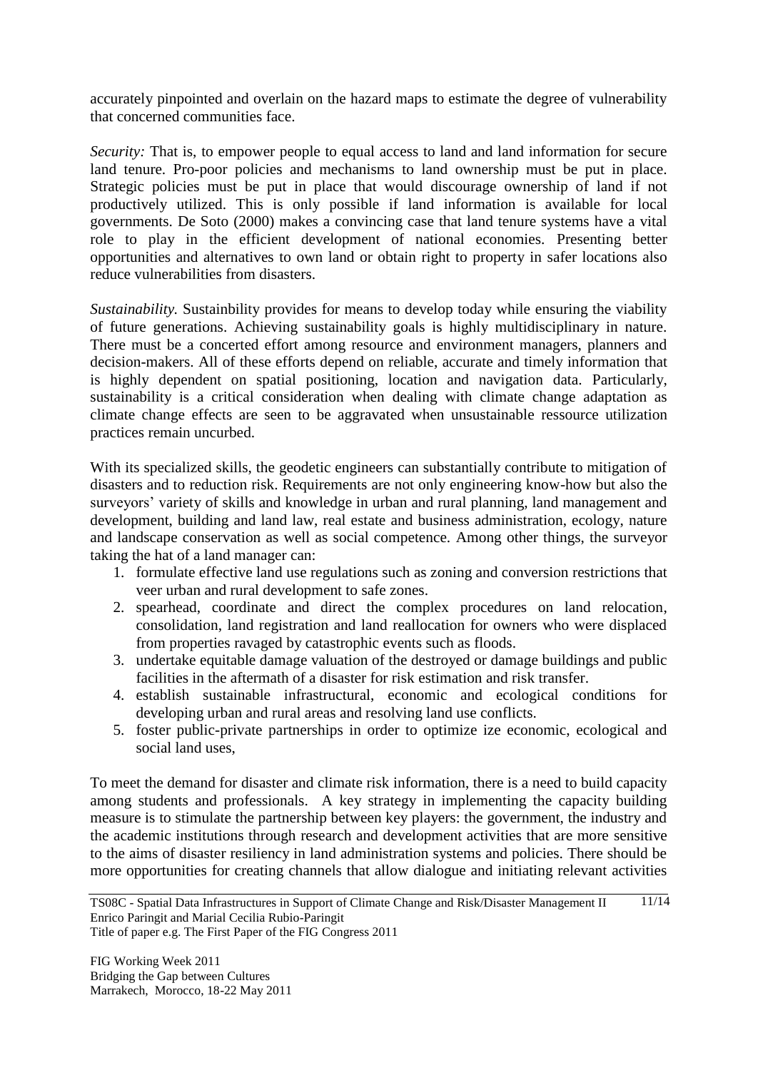accurately pinpointed and overlain on the hazard maps to estimate the degree of vulnerability that concerned communities face.

*Security:* That is, to empower people to equal access to land and land information for secure land tenure. Pro-poor policies and mechanisms to land ownership must be put in place. Strategic policies must be put in place that would discourage ownership of land if not productively utilized. This is only possible if land information is available for local governments. De Soto (2000) makes a convincing case that land tenure systems have a vital role to play in the efficient development of national economies. Presenting better opportunities and alternatives to own land or obtain right to property in safer locations also reduce vulnerabilities from disasters.

*Sustainability.* Sustainbility provides for means to develop today while ensuring the viability of future generations. Achieving sustainability goals is highly multidisciplinary in nature. There must be a concerted effort among resource and environment managers, planners and decision-makers. All of these efforts depend on reliable, accurate and timely information that is highly dependent on spatial positioning, location and navigation data. Particularly, sustainability is a critical consideration when dealing with climate change adaptation as climate change effects are seen to be aggravated when unsustainable ressource utilization practices remain uncurbed.

With its specialized skills, the geodetic engineers can substantially contribute to mitigation of disasters and to reduction risk. Requirements are not only engineering know-how but also the surveyors' variety of skills and knowledge in urban and rural planning, land management and development, building and land law, real estate and business administration, ecology, nature and landscape conservation as well as social competence. Among other things, the surveyor taking the hat of a land manager can:

1. formulate effective land use regulations such as zoning and conversion restrictions that veer urban and rural development to safe zones.
2. spearhead, coordinate and direct the complex procedures on land relocation, consolidation, land registration and land reallocation for owners who were displaced from properties ravaged by catastrophic events such as floods.
3. undertake equitable damage valuation of the destroyed or damage buildings and public facilities in the aftermath of a disaster for risk estimation and risk transfer.
4. establish sustainable infrastructural, economic and ecological conditions for developing urban and rural areas and resolving land use conflicts.
5. foster public-private partnerships in order to optimize ize economic, ecological and social land uses,

To meet the demand for disaster and climate risk information, there is a need to build capacity among students and professionals. A key strategy in implementing the capacity building measure is to stimulate the partnership between key players: the government, the industry and the academic institutions through research and development activities that are more sensitive to the aims of disaster resiliency in land administration systems and policies. There should be more opportunities for creating channels that allow dialogue and initiating relevant activities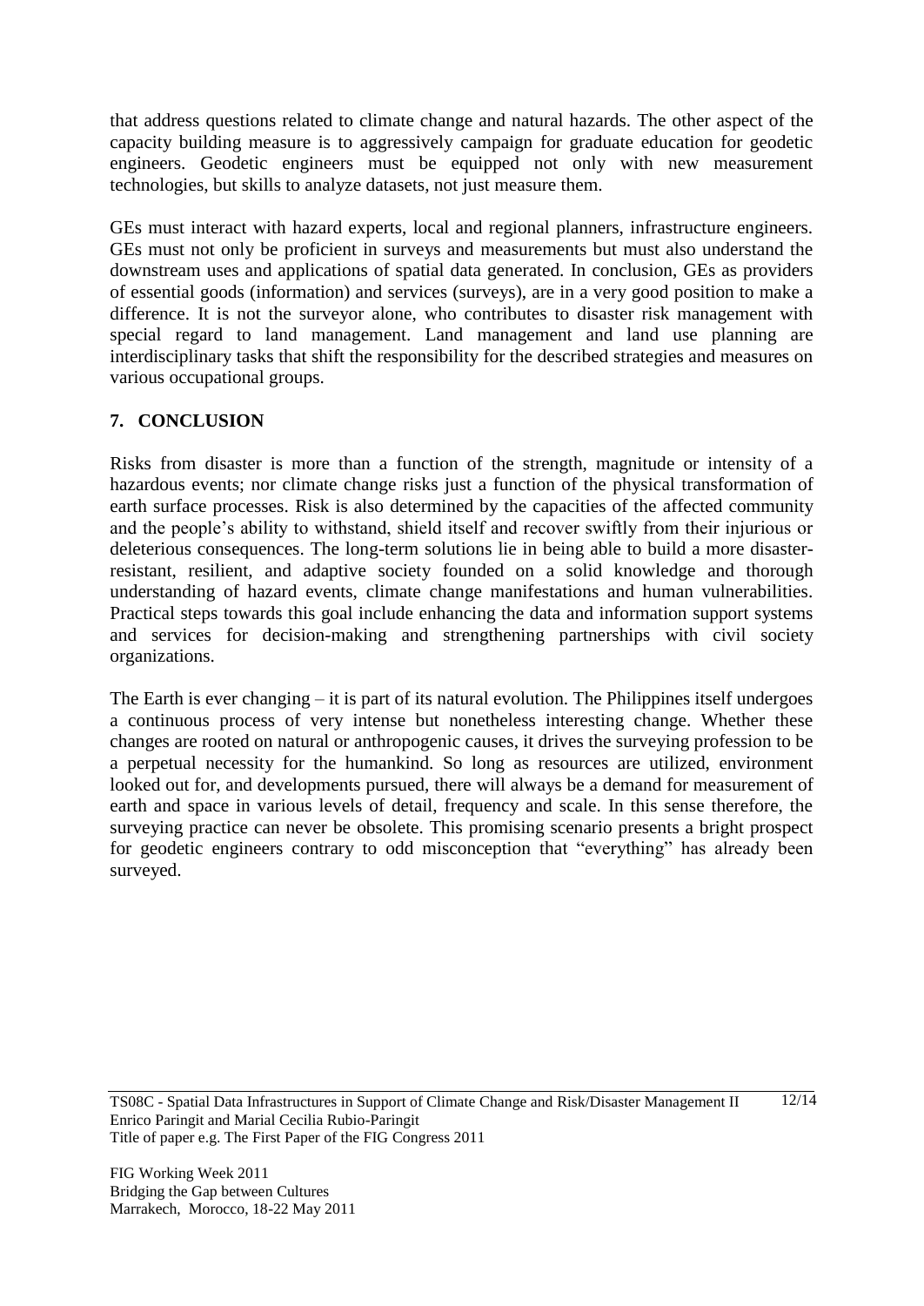that address questions related to climate change and natural hazards. The other aspect of the capacity building measure is to aggressively campaign for graduate education for geodetic engineers. Geodetic engineers must be equipped not only with new measurement technologies, but skills to analyze datasets, not just measure them.

GEs must interact with hazard experts, local and regional planners, infrastructure engineers. GEs must not only be proficient in surveys and measurements but must also understand the downstream uses and applications of spatial data generated. In conclusion, GEs as providers of essential goods (information) and services (surveys), are in a very good position to make a difference. It is not the surveyor alone, who contributes to disaster risk management with special regard to land management. Land management and land use planning are interdisciplinary tasks that shift the responsibility for the described strategies and measures on various occupational groups.

## 7. CONCLUSION

Risks from disaster is more than a function of the strength, magnitude or intensity of a hazardous events; nor climate change risks just a function of the physical transformation of earth surface processes. Risk is also determined by the capacities of the affected community and the people's ability to withstand, shield itself and recover swiftly from their injurious or deleterious consequences. The long-term solutions lie in being able to build a more disaster-resistant, resilient, and adaptive society founded on a solid knowledge and thorough understanding of hazard events, climate change manifestations and human vulnerabilities. Practical steps towards this goal include enhancing the data and information support systems and services for decision-making and strengthening partnerships with civil society organizations.

The Earth is ever changing – it is part of its natural evolution. The Philippines itself undergoes a continuous process of very intense but nonetheless interesting change. Whether these changes are rooted on natural or anthropogenic causes, it drives the surveying profession to be a perpetual necessity for the humankind. So long as resources are utilized, environment looked out for, and developments pursued, there will always be a demand for measurement of earth and space in various levels of detail, frequency and scale. In this sense therefore, the surveying practice can never be obsolete. This promising scenario presents a bright prospect for geodetic engineers contrary to odd misconception that "everything" has already been surveyed.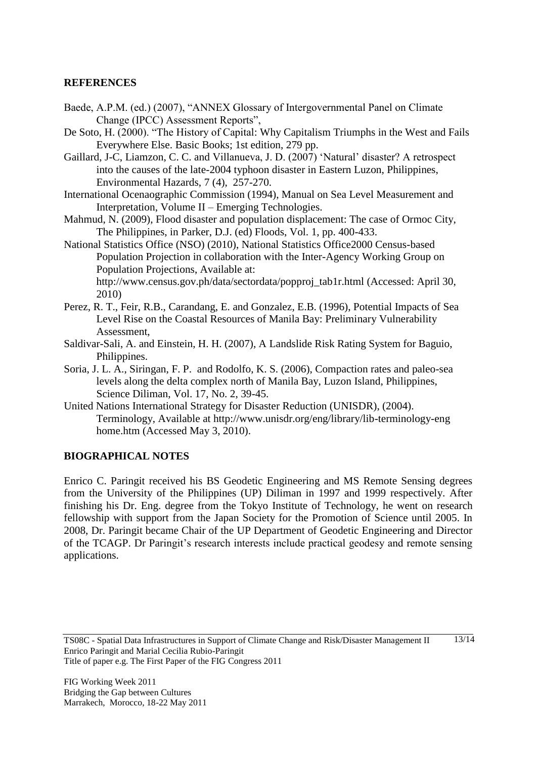## REFERENCES

Baede, A.P.M. (ed.) (2007), "ANNEX Glossary of Intergovernmental Panel on Climate Change (IPCC) Assessment Reports",

De Soto, H. (2000). "The History of Capital: Why Capitalism Triumphs in the West and Fails Everywhere Else. Basic Books; 1st edition, 279 pp.

Gaillard, J-C, Liamzon, C. C. and Villanueva, J. D. (2007) 'Natural' disaster? A retrospect into the causes of the late-2004 typhoon disaster in Eastern Luzon, Philippines, Environmental Hazards, 7 (4), 257-270.

International Ocenaographic Commission (1994), Manual on Sea Level Measurement and Interpretation, Volume II – Emerging Technologies.

Mahmud, N. (2009), Flood disaster and population displacement: The case of Ormoc City, The Philippines, in Parker, D.J. (ed) Floods, Vol. 1, pp. 400-433.

National Statistics Office (NSO) (2010), National Statistics Office2000 Census-based Population Projection in collaboration with the Inter-Agency Working Group on Population Projections, Available at: http://www.census.gov.ph/data/sectordata/popproj_tab1r.html (Accessed: April 30, 2010)

Perez, R. T., Feir, R.B., Carandang, E. and Gonzalez, E.B. (1996), Potential Impacts of Sea Level Rise on the Coastal Resources of Manila Bay: Preliminary Vulnerability Assessment,

Saldivar-Sali, A. and Einstein, H. H. (2007), A Landslide Risk Rating System for Baguio, Philippines.

Soria, J. L. A., Siringan, F. P. and Rodolfo, K. S. (2006), Compaction rates and paleo-sea levels along the delta complex north of Manila Bay, Luzon Island, Philippines, Science Diliman, Vol. 17, No. 2, 39-45.

United Nations International Strategy for Disaster Reduction (UNISDR), (2004). Terminology, Available at http://www.unisdr.org/eng/library/lib-terminology-eng home.htm (Accessed May 3, 2010).

## BIOGRAPHICAL NOTES

Enrico C. Paringit received his BS Geodetic Engineering and MS Remote Sensing degrees from the University of the Philippines (UP) Diliman in 1997 and 1999 respectively. After finishing his Dr. Eng. degree from the Tokyo Institute of Technology, he went on research fellowship with support from the Japan Society for the Promotion of Science until 2005. In 2008, Dr. Paringit became Chair of the UP Department of Geodetic Engineering and Director of the TCAGP. Dr Paringit's research interests include practical geodesy and remote sensing applications.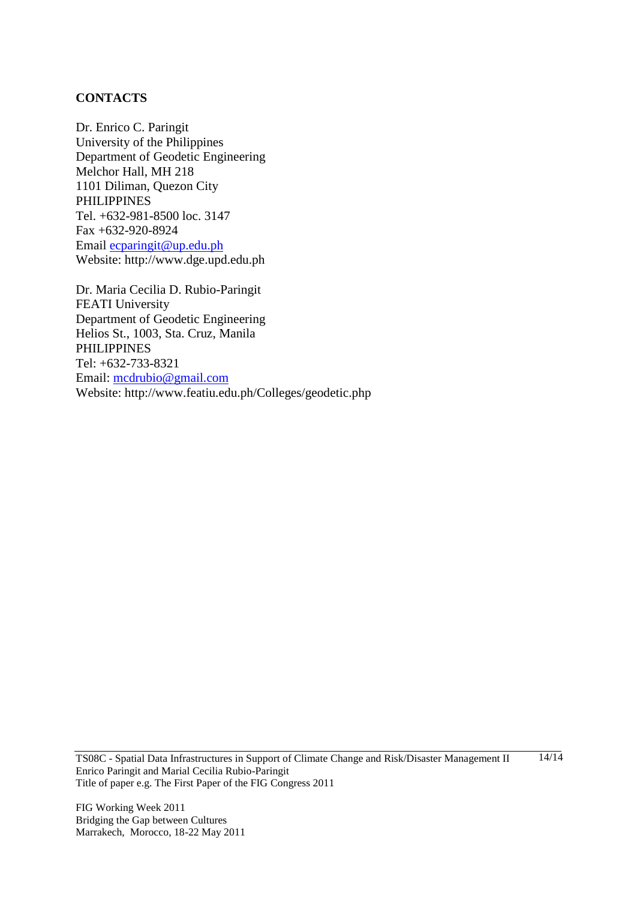**CONTACTS**

Dr. Enrico C. Paringit
University of the Philippines
Department of Geodetic Engineering
Melchor Hall, MH 218
1101 Diliman, Quezon City
PHILIPPINES
Tel. +632-981-8500 loc. 3147
Fax +632-920-8924
Email ecparingit@up.edu.ph
Website: http://www.dge.upd.edu.ph

Dr. Maria Cecilia D. Rubio-Paringit
FEATI University
Department of Geodetic Engineering
Helios St., 1003, Sta. Cruz, Manila
PHILIPPINES
Tel: +632-733-8321
Email: mcdrubio@gmail.com
Website: http://www.featiu.edu.ph/Colleges/geodetic.php